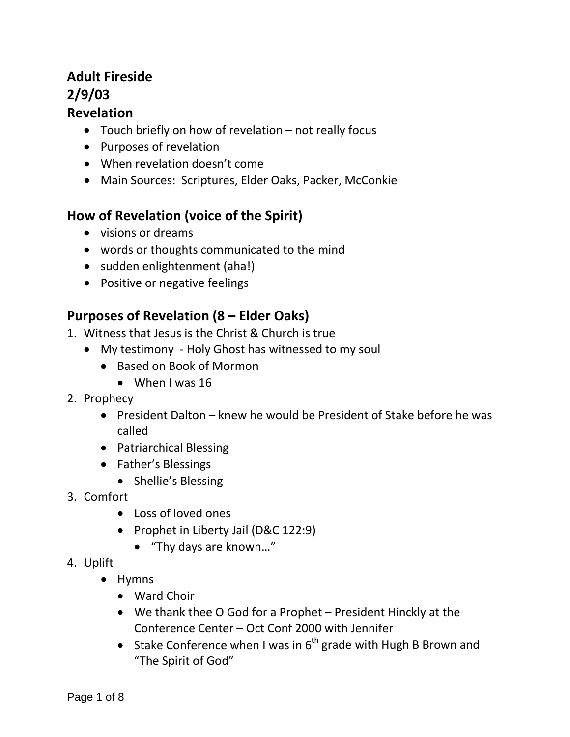## Adult Fireside
## 2/9/03
## Revelation

- Touch briefly on how of revelation – not really focus
- Purposes of revelation
- When revelation doesn't come
- Main Sources: Scriptures, Elder Oaks, Packer, McConkie

## How of Revelation (voice of the Spirit)

- visions or dreams
- words or thoughts communicated to the mind
- sudden enlightenment (aha!)
- Positive or negative feelings

## Purposes of Revelation (8 – Elder Oaks)

1. Witness that Jesus is the Christ & Church is true
   - My testimony - Holy Ghost has witnessed to my soul
     - Based on Book of Mormon
       - When I was 16
2. Prophecy
   - President Dalton – knew he would be President of Stake before he was called
   - Patriarchical Blessing
   - Father's Blessings
     - Shellie's Blessing
3. Comfort
   - Loss of loved ones
   - Prophet in Liberty Jail (D&C 122:9)
     - "Thy days are known…"
4. Uplift
   - Hymns
     - Ward Choir
     - We thank thee O God for a Prophet – President Hinckly at the Conference Center – Oct Conf 2000 with Jennifer
     - Stake Conference when I was in 6th grade with Hugh B Brown and "The Spirit of God"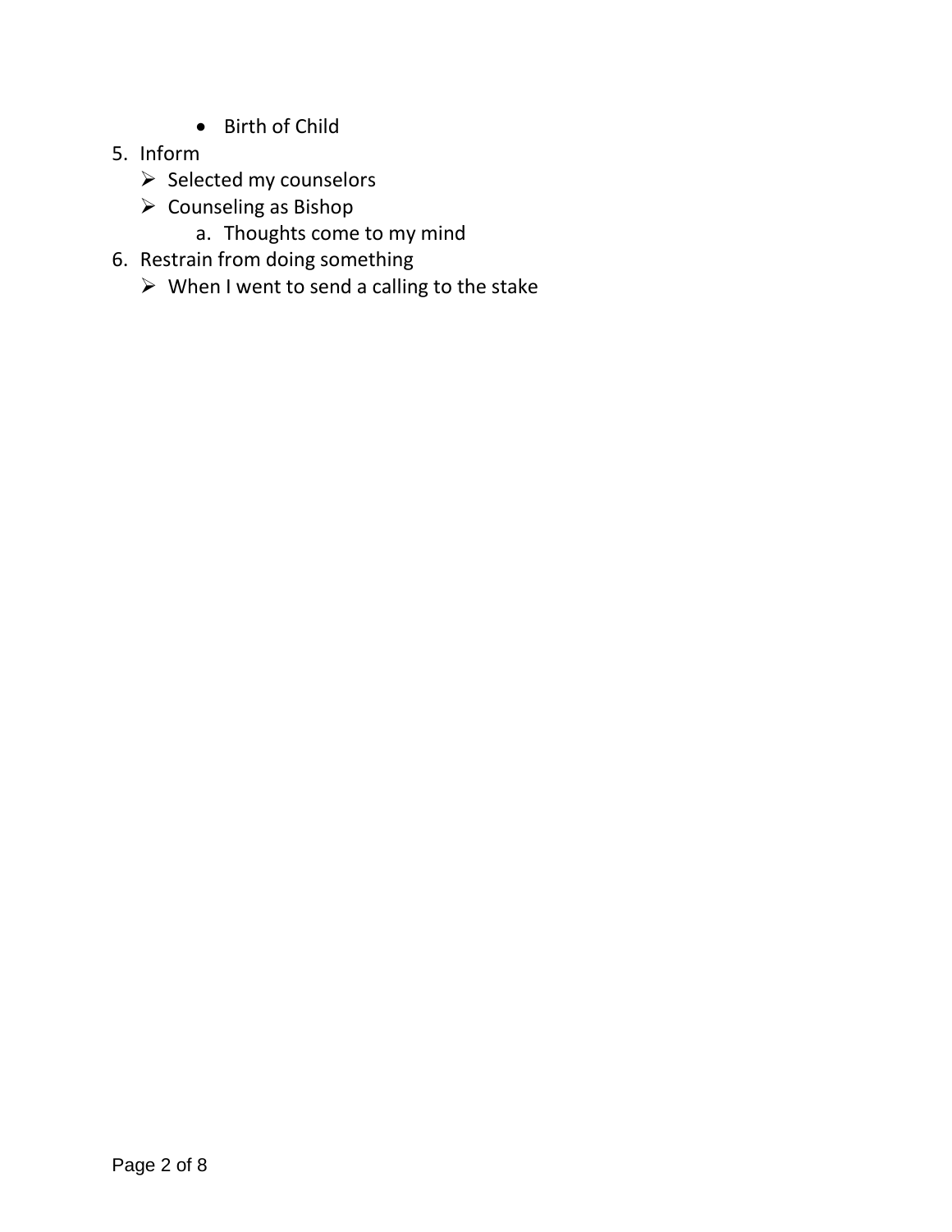- Birth of Child

5. Inform
    - Selected my counselors
    - Counseling as Bishop
        a. Thoughts come to my mind
6. Restrain from doing something
    - When I went to send a calling to the stake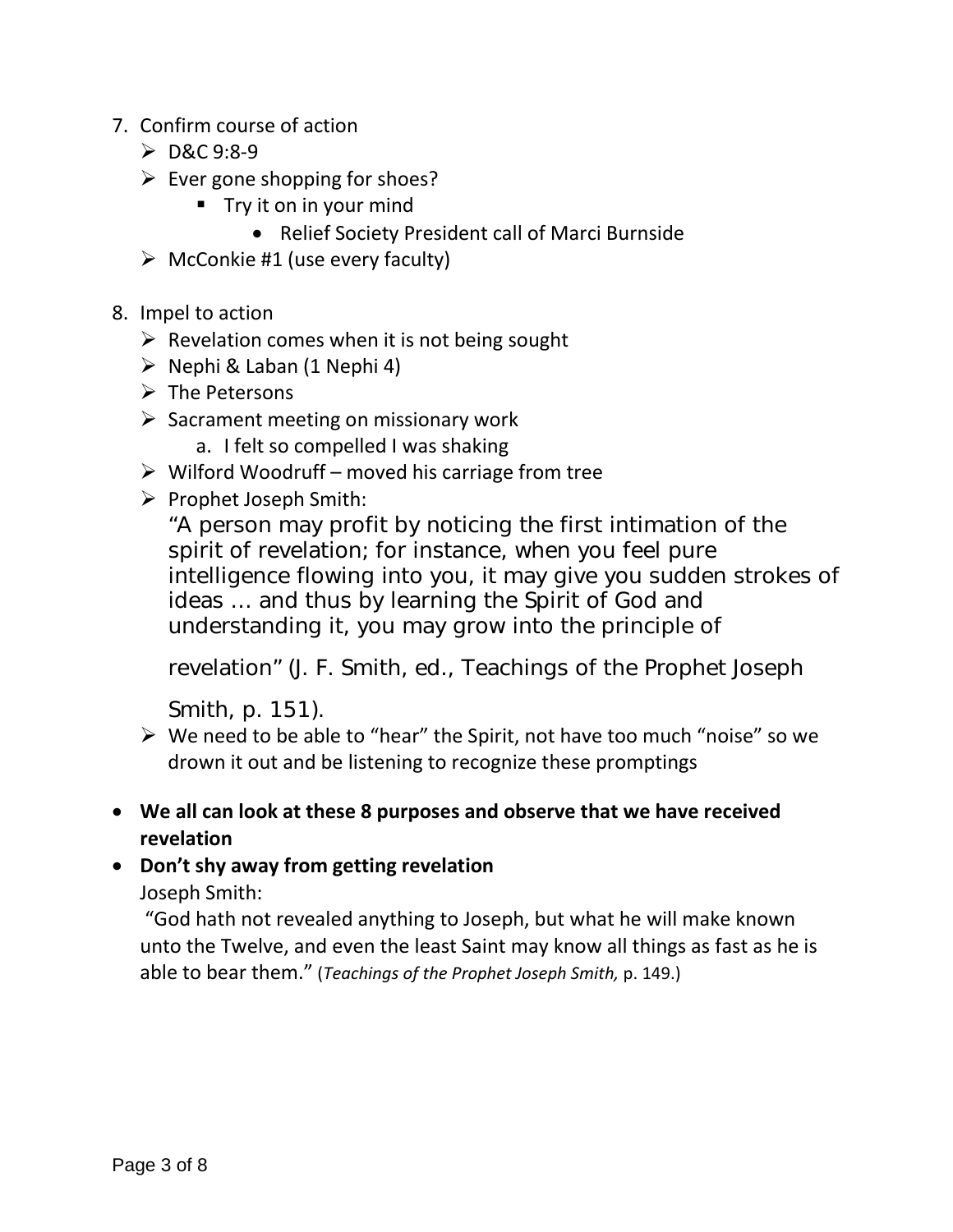7. Confirm course of action
    - D&C 9:8-9
    - Ever gone shopping for shoes?
        - Try it on in your mind
            - Relief Society President call of Marci Burnside
    - McConkie #1 (use every faculty)

8. Impel to action
    - Revelation comes when it is not being sought
    - Nephi & Laban (1 Nephi 4)
    - The Petersons
    - Sacrament meeting on missionary work
        a. I felt so compelled I was shaking
    - Wilford Woodruff – moved his carriage from tree
    - Prophet Joseph Smith:

      "A person may profit by noticing the first intimation of the spirit of revelation; for instance, when you feel pure intelligence flowing into you, it may give you sudden strokes of ideas … and thus by learning the Spirit of God and understanding it, you may grow into the principle of revelation" (J. F. Smith, ed., Teachings of the Prophet Joseph Smith, p. 151).
    - We need to be able to "hear" the Spirit, not have too much "noise" so we drown it out and be listening to recognize these promptings

- **We all can look at these 8 purposes and observe that we have received revelation**
- **Don't shy away from getting revelation**

  Joseph Smith:

  "God hath not revealed anything to Joseph, but what he will make known unto the Twelve, and even the least Saint may know all things as fast as he is able to bear them." (*Teachings of the Prophet Joseph Smith,* p. 149.)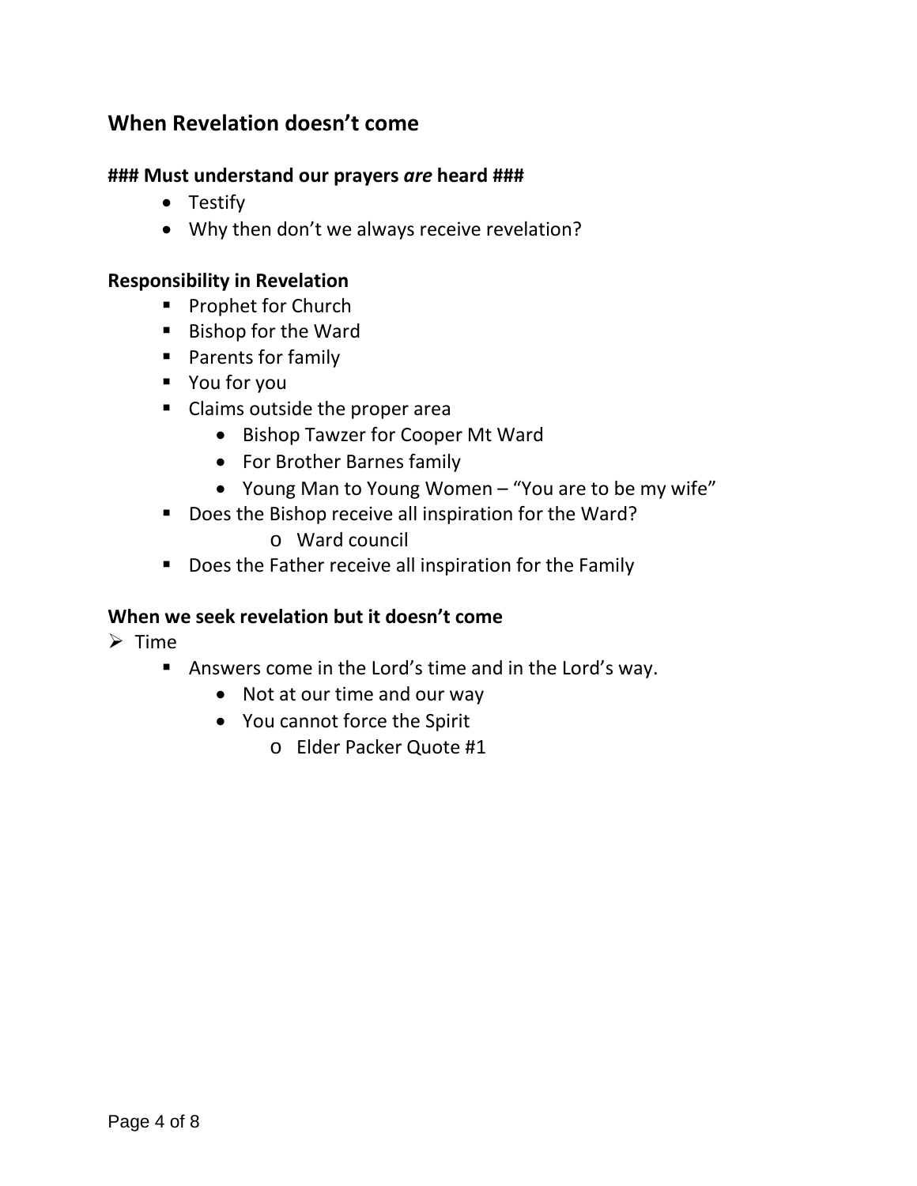## When Revelation doesn't come

**### Must understand our prayers *are* heard ###**

- Testify
- Why then don't we always receive revelation?

**Responsibility in Revelation**

- Prophet for Church
- Bishop for the Ward
- Parents for family
- You for you
- Claims outside the proper area
    - Bishop Tawzer for Cooper Mt Ward
    - For Brother Barnes family
    - Young Man to Young Women – "You are to be my wife"
- Does the Bishop receive all inspiration for the Ward?
    - Ward council
- Does the Father receive all inspiration for the Family

**When we seek revelation but it doesn't come**

- Time
    - Answers come in the Lord's time and in the Lord's way.
        - Not at our time and our way
        - You cannot force the Spirit
            - Elder Packer Quote #1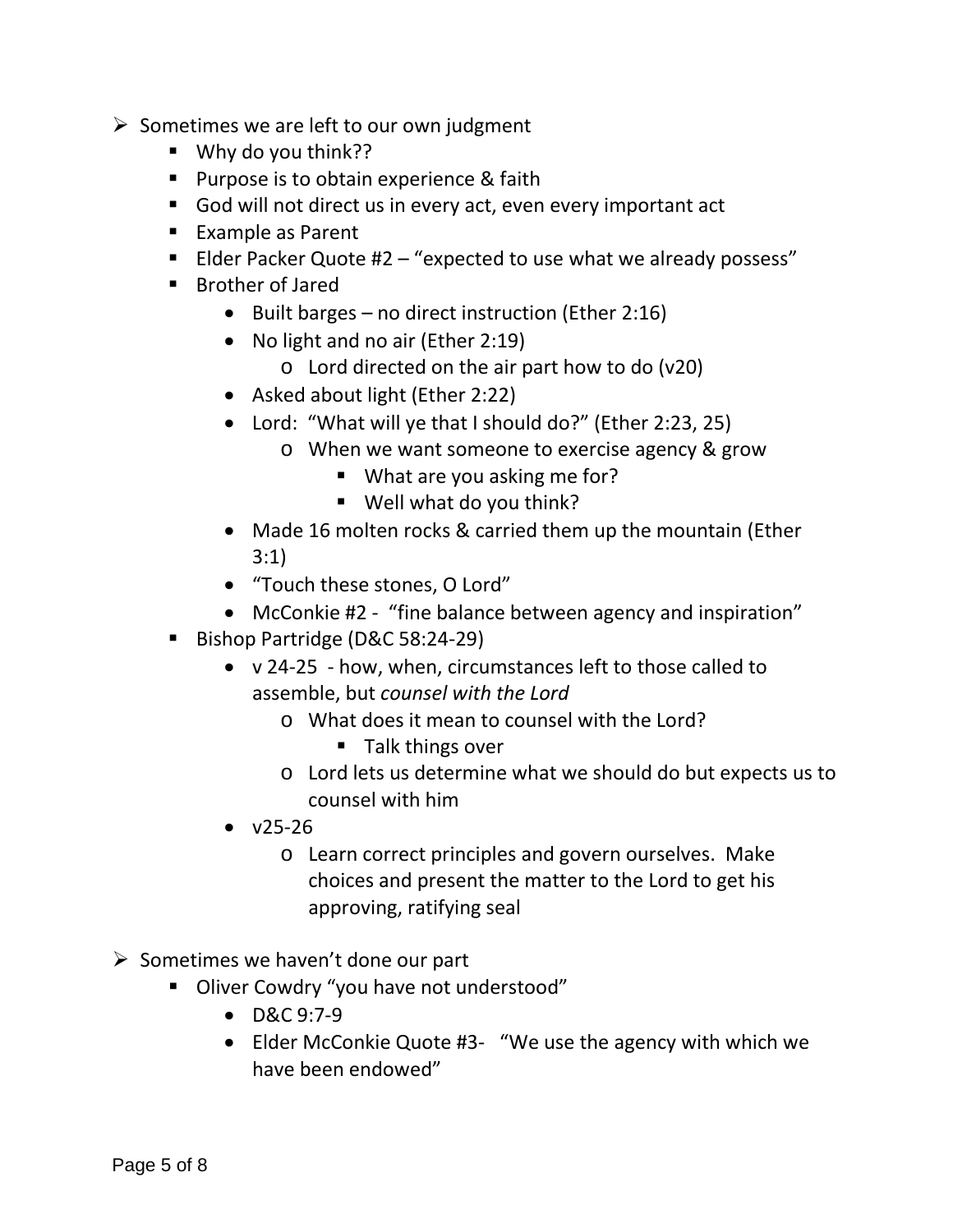- Sometimes we are left to our own judgment
  - Why do you think??
  - Purpose is to obtain experience & faith
  - God will not direct us in every act, even every important act
  - Example as Parent
  - Elder Packer Quote #2 – "expected to use what we already possess"
  - Brother of Jared
    - Built barges – no direct instruction (Ether 2:16)
    - No light and no air (Ether 2:19)
      - Lord directed on the air part how to do (v20)
    - Asked about light (Ether 2:22)
    - Lord: "What will ye that I should do?" (Ether 2:23, 25)
      - When we want someone to exercise agency & grow
        - What are you asking me for?
        - Well what do you think?
    - Made 16 molten rocks & carried them up the mountain (Ether 3:1)
    - "Touch these stones, O Lord"
    - McConkie #2 - "fine balance between agency and inspiration"
  - Bishop Partridge (D&C 58:24-29)
    - v 24-25 - how, when, circumstances left to those called to assemble, but *counsel with the Lord*
      - What does it mean to counsel with the Lord?
        - Talk things over
      - Lord lets us determine what we should do but expects us to counsel with him
    - v25-26
      - Learn correct principles and govern ourselves. Make choices and present the matter to the Lord to get his approving, ratifying seal

- Sometimes we haven't done our part
  - Oliver Cowdry "you have not understood"
    - D&C 9:7-9
    - Elder McConkie Quote #3- "We use the agency with which we have been endowed"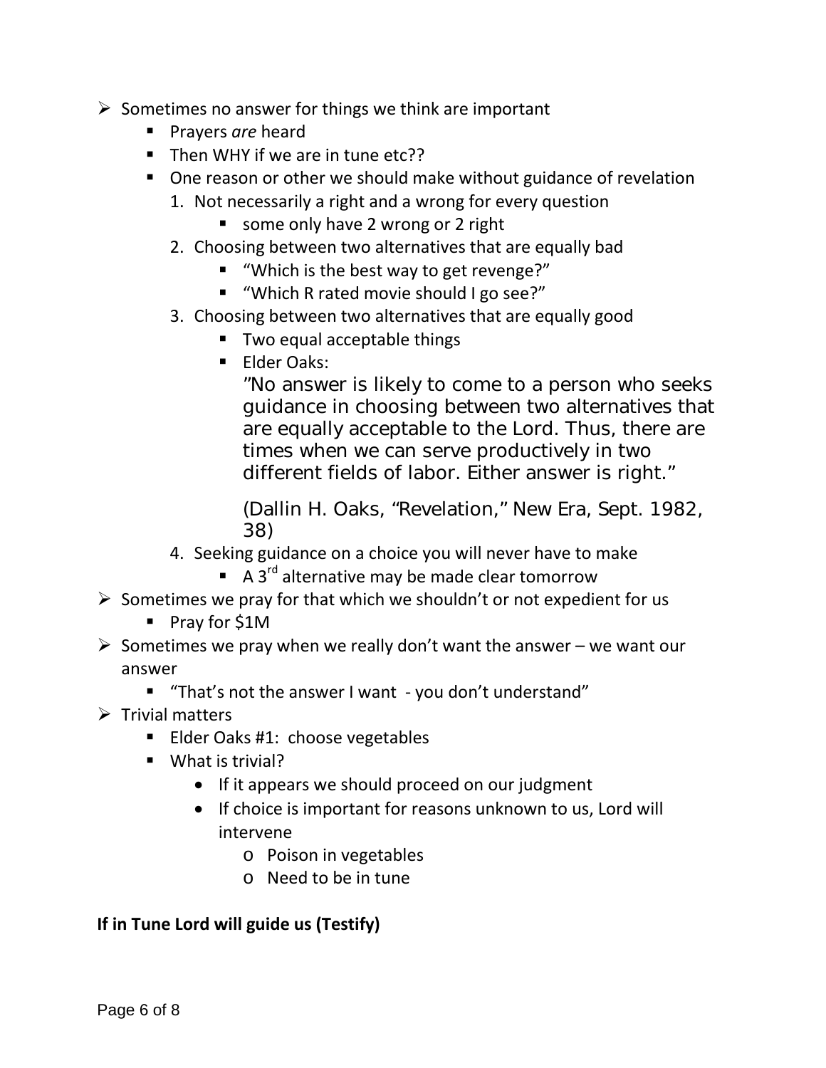- Sometimes no answer for things we think are important
  - Prayers *are* heard
  - Then WHY if we are in tune etc??
  - One reason or other we should make without guidance of revelation
    1. Not necessarily a right and a wrong for every question
       - some only have 2 wrong or 2 right
    2. Choosing between two alternatives that are equally bad
       - "Which is the best way to get revenge?"
       - "Which R rated movie should I go see?"
    3. Choosing between two alternatives that are equally good
       - Two equal acceptable things
       - Elder Oaks:

         "No answer is likely to come to a person who seeks guidance in choosing between two alternatives that are equally acceptable to the Lord. Thus, there are times when we can serve productively in two different fields of labor. Either answer is right."

         (Dallin H. Oaks, "Revelation," New Era, Sept. 1982, 38)
    4. Seeking guidance on a choice you will never have to make
       - A 3rd alternative may be made clear tomorrow
- Sometimes we pray for that which we shouldn't or not expedient for us
  - Pray for $1M
- Sometimes we pray when we really don't want the answer – we want our answer
  - "That's not the answer I want - you don't understand"
- Trivial matters
  - Elder Oaks #1: choose vegetables
  - What is trivial?
    - If it appears we should proceed on our judgment
    - If choice is important for reasons unknown to us, Lord will intervene
      - Poison in vegetables
      - Need to be in tune

**If in Tune Lord will guide us (Testify)**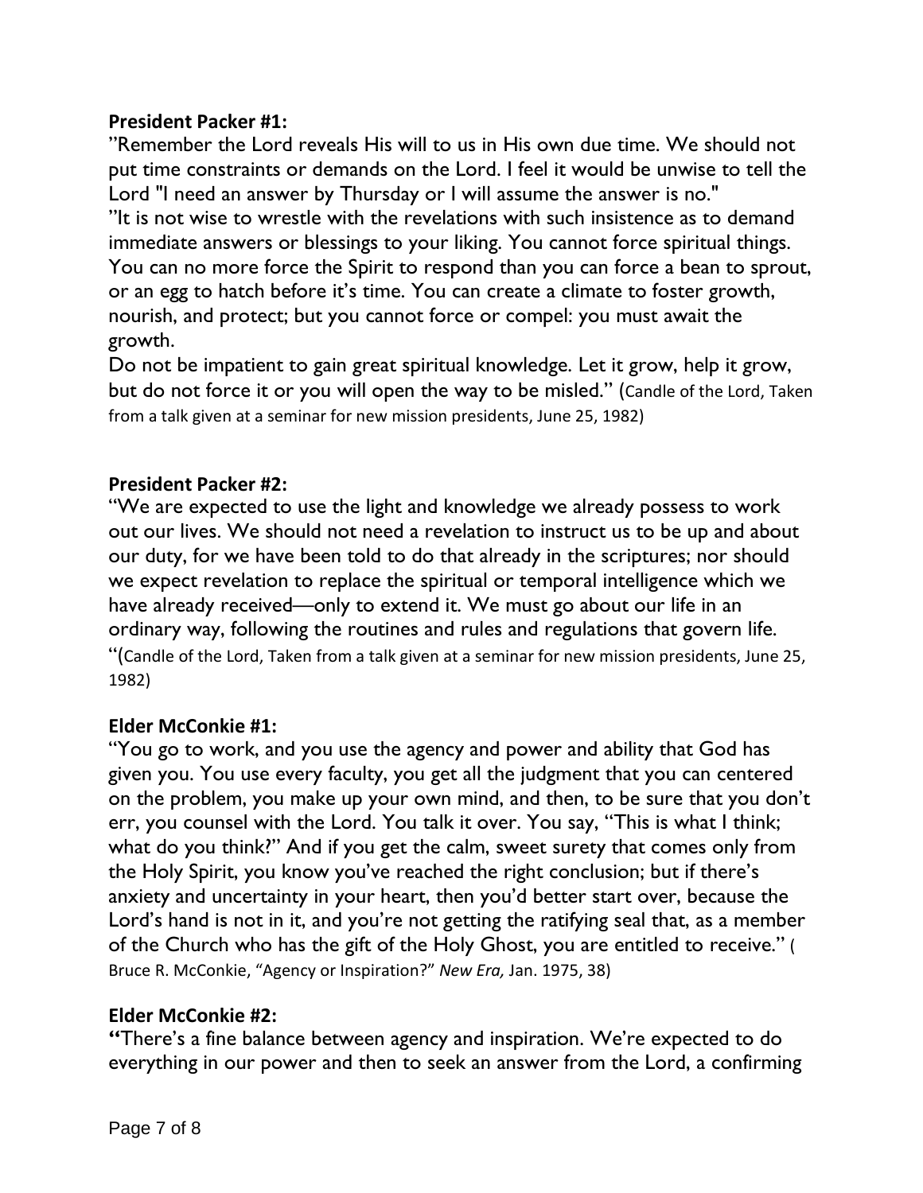**President Packer #1:**

"Remember the Lord reveals His will to us in His own due time. We should not put time constraints or demands on the Lord. I feel it would be unwise to tell the Lord "I need an answer by Thursday or I will assume the answer is no."

"It is not wise to wrestle with the revelations with such insistence as to demand immediate answers or blessings to your liking. You cannot force spiritual things. You can no more force the Spirit to respond than you can force a bean to sprout, or an egg to hatch before it's time. You can create a climate to foster growth, nourish, and protect; but you cannot force or compel: you must await the growth.

Do not be impatient to gain great spiritual knowledge. Let it grow, help it grow, but do not force it or you will open the way to be misled." (Candle of the Lord, Taken from a talk given at a seminar for new mission presidents, June 25, 1982)

**President Packer #2:**

"We are expected to use the light and knowledge we already possess to work out our lives. We should not need a revelation to instruct us to be up and about our duty, for we have been told to do that already in the scriptures; nor should we expect revelation to replace the spiritual or temporal intelligence which we have already received—only to extend it. We must go about our life in an ordinary way, following the routines and rules and regulations that govern life. "(Candle of the Lord, Taken from a talk given at a seminar for new mission presidents, June 25, 1982)

**Elder McConkie #1:**

"You go to work, and you use the agency and power and ability that God has given you. You use every faculty, you get all the judgment that you can centered on the problem, you make up your own mind, and then, to be sure that you don't err, you counsel with the Lord. You talk it over. You say, "This is what I think; what do you think?" And if you get the calm, sweet surety that comes only from the Holy Spirit, you know you've reached the right conclusion; but if there's anxiety and uncertainty in your heart, then you'd better start over, because the Lord's hand is not in it, and you're not getting the ratifying seal that, as a member of the Church who has the gift of the Holy Ghost, you are entitled to receive." ( Bruce R. McConkie, "Agency or Inspiration?" *New Era,* Jan. 1975, 38)

**Elder McConkie #2:**

**"**There's a fine balance between agency and inspiration. We're expected to do everything in our power and then to seek an answer from the Lord, a confirming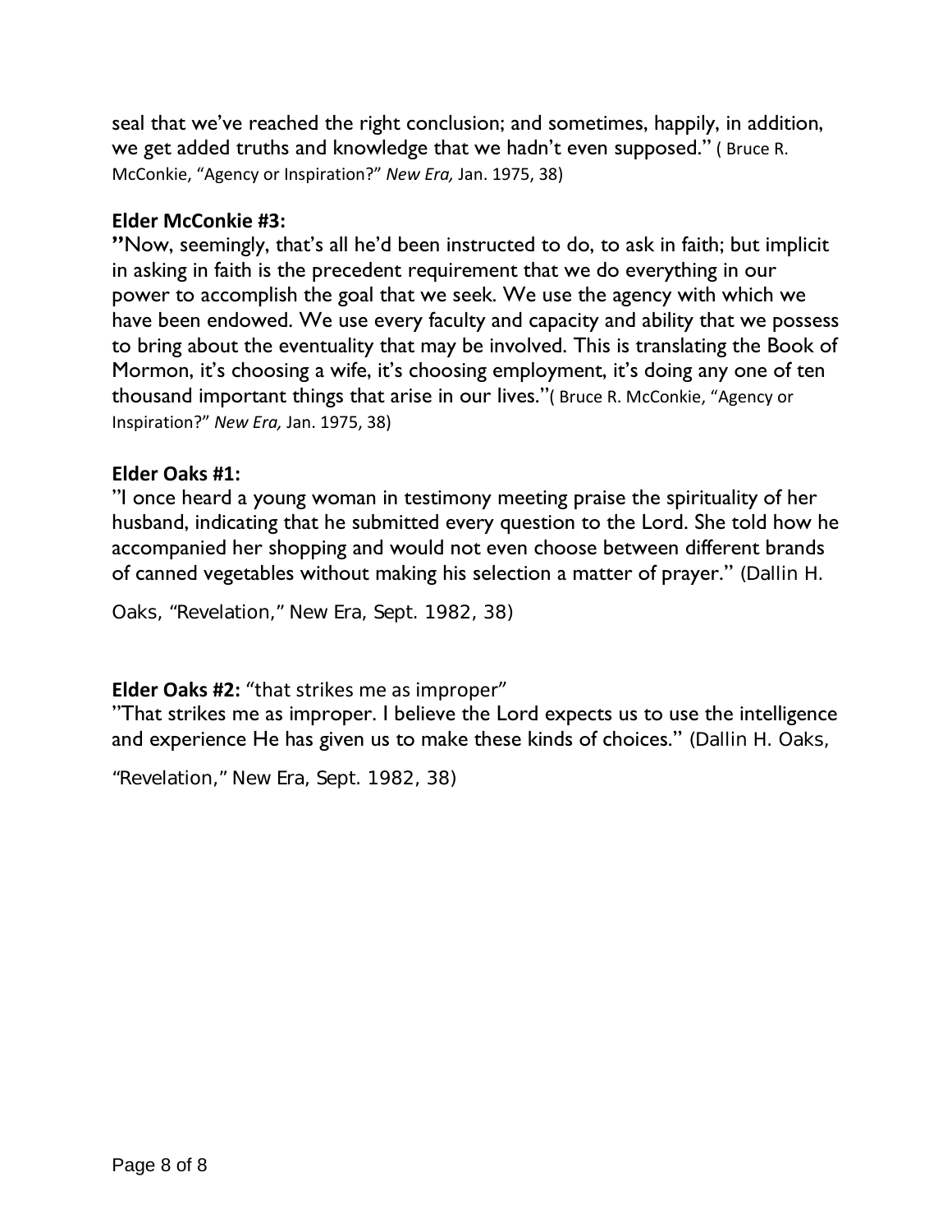seal that we've reached the right conclusion; and sometimes, happily, in addition, we get added truths and knowledge that we hadn't even supposed." ( Bruce R. McConkie, "Agency or Inspiration?" *New Era,* Jan. 1975, 38)

**Elder McConkie #3:**
**"**Now, seemingly, that's all he'd been instructed to do, to ask in faith; but implicit in asking in faith is the precedent requirement that we do everything in our power to accomplish the goal that we seek. We use the agency with which we have been endowed. We use every faculty and capacity and ability that we possess to bring about the eventuality that may be involved. This is translating the Book of Mormon, it's choosing a wife, it's choosing employment, it's doing any one of ten thousand important things that arise in our lives."( Bruce R. McConkie, "Agency or Inspiration?" *New Era,* Jan. 1975, 38)

**Elder Oaks #1:**
"I once heard a young woman in testimony meeting praise the spirituality of her husband, indicating that he submitted every question to the Lord. She told how he accompanied her shopping and would not even choose between different brands of canned vegetables without making his selection a matter of prayer." (Dallin H. Oaks, "Revelation," New Era, Sept. 1982, 38)

**Elder Oaks #2:** "that strikes me as improper"
"That strikes me as improper. I believe the Lord expects us to use the intelligence and experience He has given us to make these kinds of choices." (Dallin H. Oaks, "Revelation," New Era, Sept. 1982, 38)